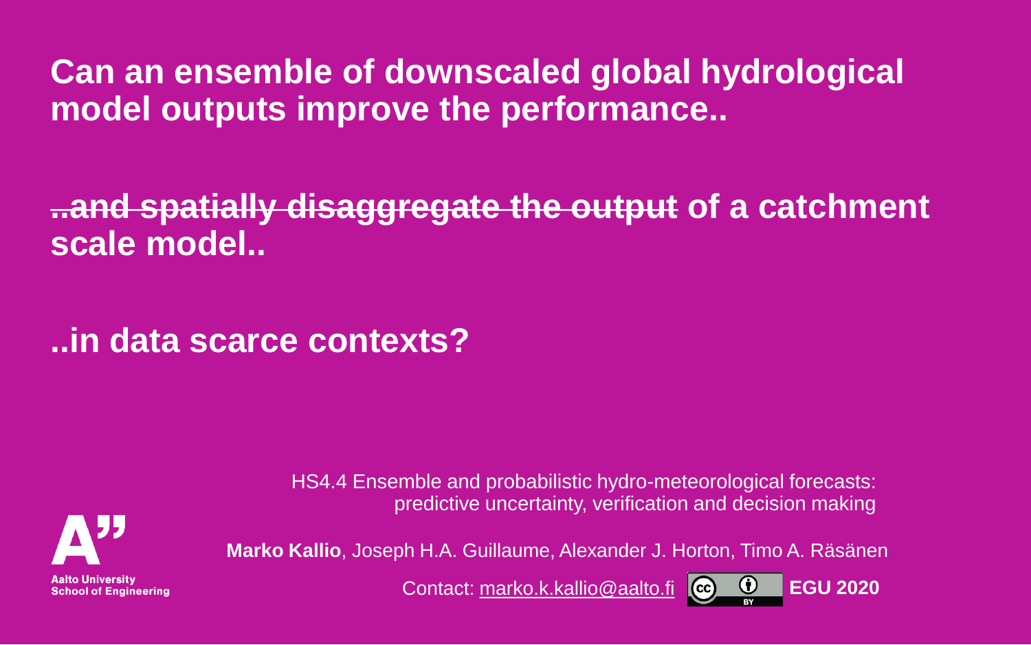# Can an ensemble of downscaled global hydrological model outputs improve the performance..

# ~~..and spatially disaggregate the output~~ of a catchment scale model..

# ..in data scarce contexts?

HS4.4 Ensemble and probabilistic hydro-meteorological forecasts: predictive uncertainty, verification and decision making

**Marko Kallio**, Joseph H.A. Guillaume, Alexander J. Horton, Timo A. Räsänen

Contact: marko.k.kallio@aalto.fi

**EGU 2020**

Aalto University
School of Engineering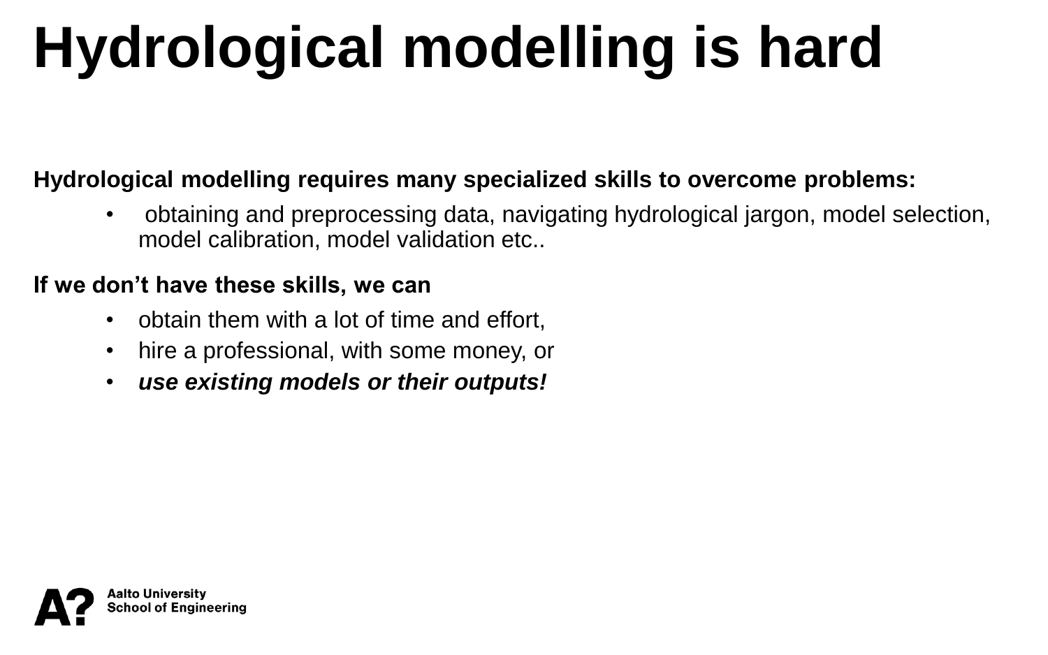# Hydrological modelling is hard

**Hydrological modelling requires many specialized skills to overcome problems:**

- obtaining and preprocessing data, navigating hydrological jargon, model selection, model calibration, model validation etc..

**If we don't have these skills, we can**

- obtain them with a lot of time and effort,
- hire a professional, with some money, or
- ***use existing models or their outputs!***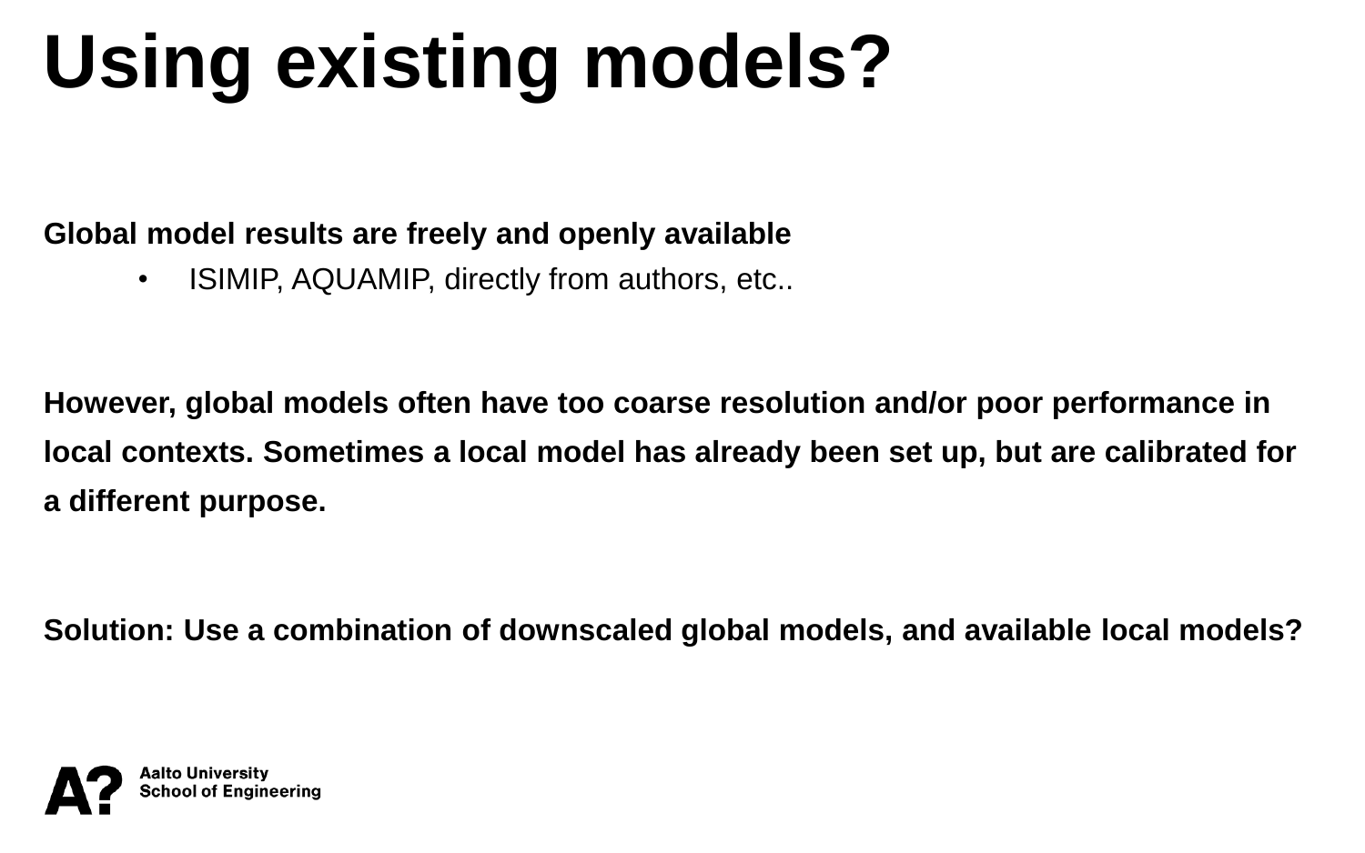# Using existing models?

**Global model results are freely and openly available**

- ISIMIP, AQUAMIP, directly from authors, etc..

**However, global models often have too coarse resolution and/or poor performance in local contexts. Sometimes a local model has already been set up, but are calibrated for a different purpose.**

**Solution: Use a combination of downscaled global models, and available local models?**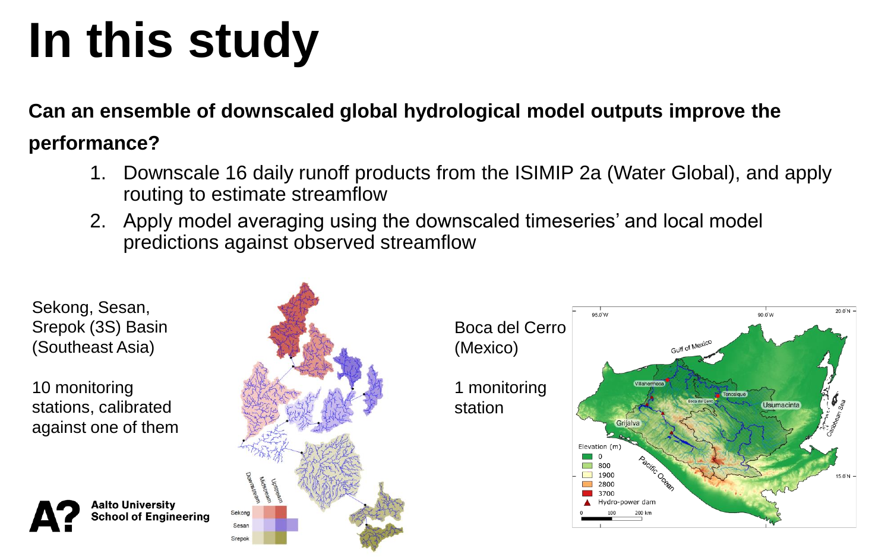# In this study

**Can an ensemble of downscaled global hydrological model outputs improve the performance?**

1. Downscale 16 daily runoff products from the ISIMIP 2a (Water Global), and apply routing to estimate streamflow
2. Apply model averaging using the downscaled timeseries' and local model predictions against observed streamflow

Sekong, Sesan, Srepok (3S) Basin (Southeast Asia)

10 monitoring stations, calibrated against one of them

Boca del Cerro (Mexico)

1 monitoring station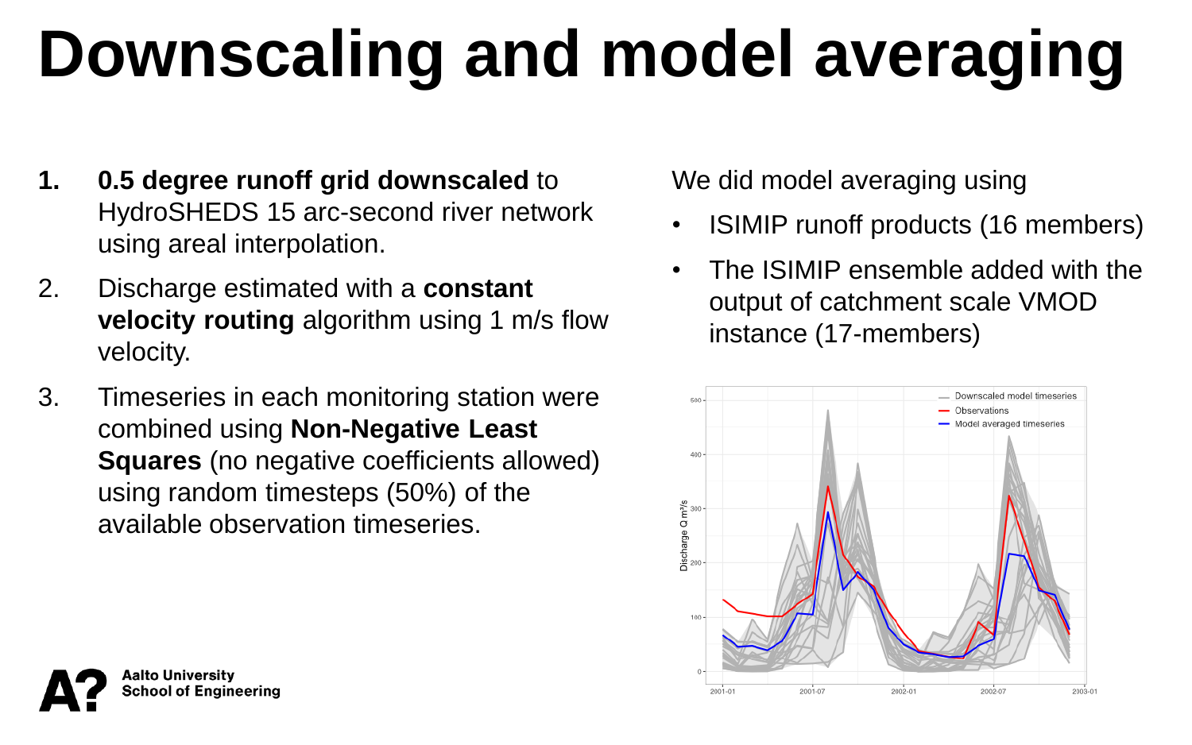# Downscaling and model averaging

1. **0.5 degree runoff grid downscaled** to HydroSHEDS 15 arc-second river network using areal interpolation.
2. Discharge estimated with a **constant velocity routing** algorithm using 1 m/s flow velocity.
3. Timeseries in each monitoring station were combined using **Non-Negative Least Squares** (no negative coefficients allowed) using random timesteps (50%) of the available observation timeseries.

We did model averaging using

- ISIMIP runoff products (16 members)
- The ISIMIP ensemble added with the output of catchment scale VMOD instance (17-members)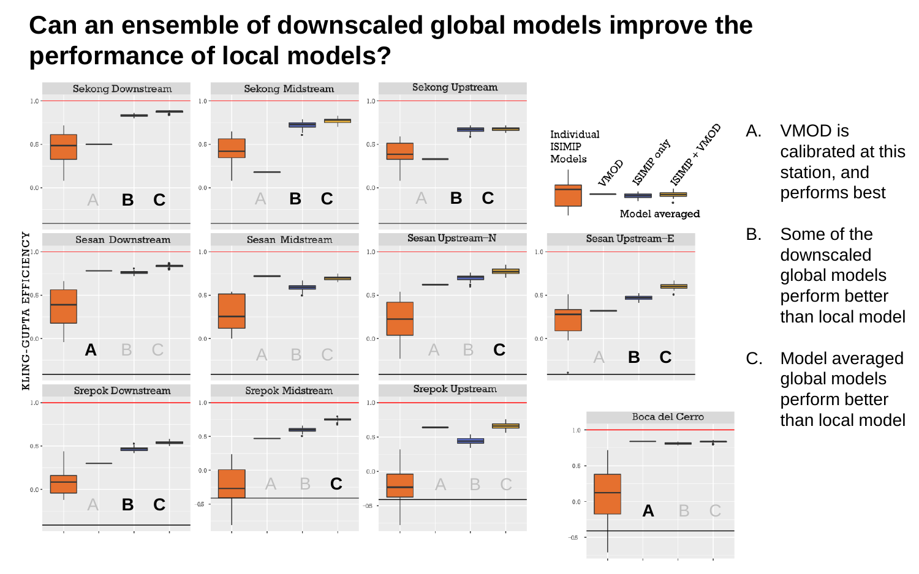# Can an ensemble of downscaled global models improve the performance of local models?

A. VMOD is calibrated at this station, and performs best

B. Some of the downscaled global models perform better than local model

C. Model averaged global models perform better than local model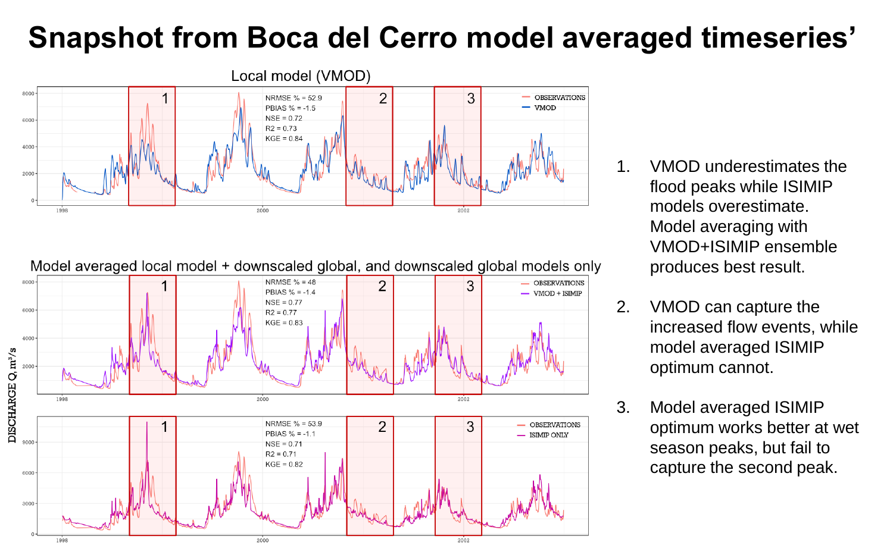# Snapshot from Boca del Cerro model averaged timeseries'

Local model (VMOD)

NRMSE % = 52.9
PBIAS % = -1.5
NSE = 0.72
R2 = 0.73
KGE = 0.84

Model averaged local model + downscaled global, and downscaled global models only

NRMSE % = 48
PBIAS % = -1.4
NSE = 0.77
R2 = 0.77
KGE = 0.83

NRMSE % = 53.9
PBIAS % = -1.1
NSE = 0.71
R2 = 0.71
KGE = 0.82

1. VMOD underestimates the flood peaks while ISIMIP models overestimate. Model averaging with VMOD+ISIMIP ensemble produces best result.

2. VMOD can capture the increased flow events, while model averaged ISIMIP optimum cannot.

3. Model averaged ISIMIP optimum works better at wet season peaks, but fail to capture the second peak.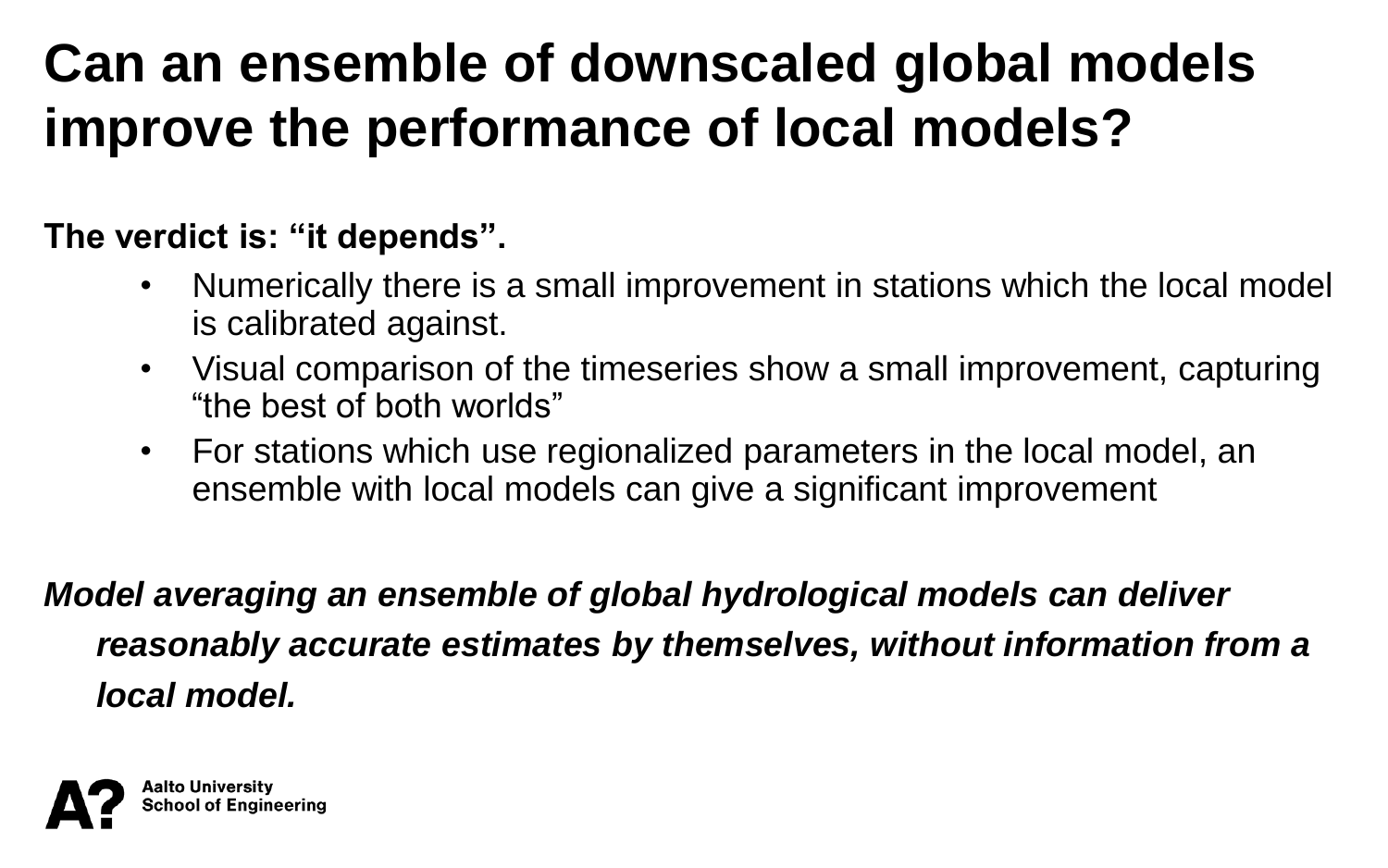# Can an ensemble of downscaled global models improve the performance of local models?

**The verdict is: "it depends".**

- Numerically there is a small improvement in stations which the local model is calibrated against.
- Visual comparison of the timeseries show a small improvement, capturing "the best of both worlds"
- For stations which use regionalized parameters in the local model, an ensemble with local models can give a significant improvement

***Model averaging an ensemble of global hydrological models can deliver reasonably accurate estimates by themselves, without information from a local model.***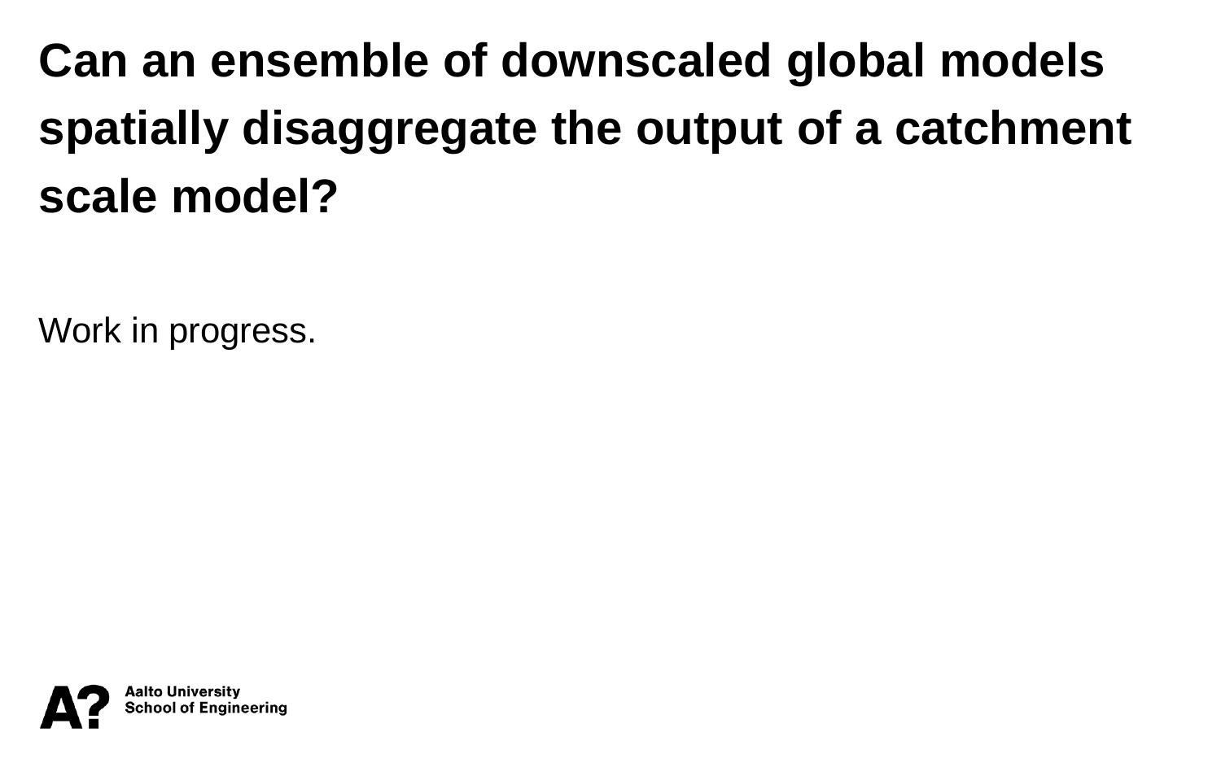# Can an ensemble of downscaled global models spatially disaggregate the output of a catchment scale model?

Work in progress.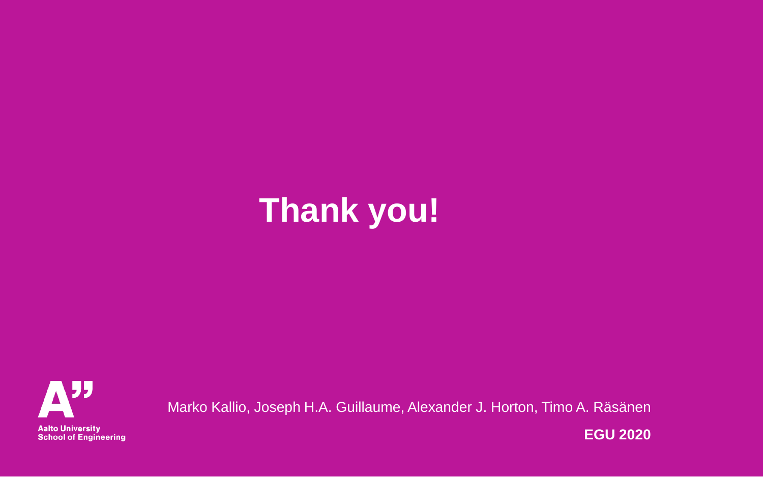# Thank you!

Aalto University
School of Engineering

Marko Kallio, Joseph H.A. Guillaume, Alexander J. Horton, Timo A. Räsänen

**EGU 2020**